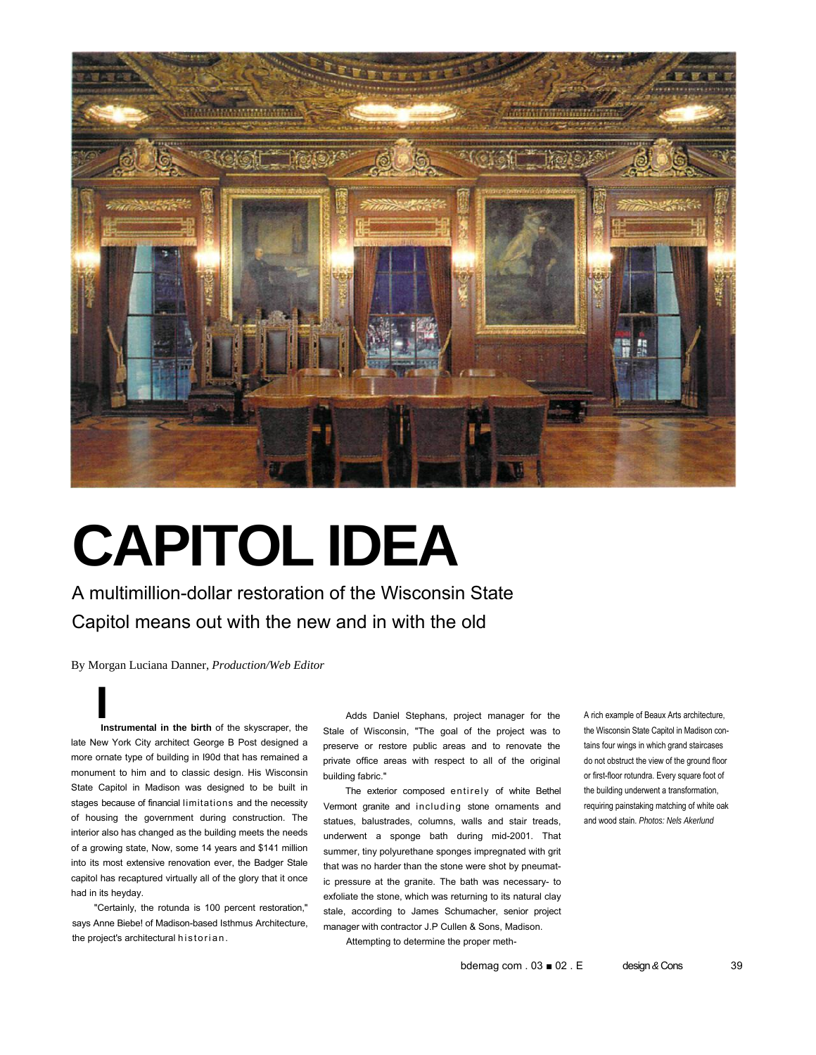# CAPITOL IDEA

## A multimillion-dollar restoration of the Wisconsin State Capitol means out with the new and in with the old

By Morgan Luciana Danner, *Production/Web Editor*

**Instrumental in the birth** of the skyscraper, the late New York City architect George B Post designed a more ornate type of building in l90d that has remained a monument to him and to classic design. His Wisconsin State Capitol in Madison was designed to be built in stages because of financial limitations and the necessity of housing the government during construction. The interior also has changed as the building meets the needs of a growing state, Now, some 14 years and $141 million into its most extensive renovation ever, the Badger Stale capitol has recaptured virtually all of the glory that it once had in its heyday.

"Certainly, the rotunda is 100 percent restoration," says Anne Biebe! of Madison-based Isthmus Architecture, the project's architectural historian.

Adds Daniel Stephans, project manager for the Stale of Wisconsin, "The goal of the project was to preserve or restore public areas and to renovate the private office areas with respect to all of the original building fabric."

The exterior composed entirely of white Bethel Vermont granite and including stone ornaments and statues, balustrades, columns, walls and stair treads, underwent a sponge bath during mid-2001. That summer, tiny polyurethane sponges impregnated with grit that was no harder than the stone were shot by pneumatic pressure at the granite. The bath was necessary- to exfoliate the stone, which was returning to its natural clay stale, according to James Schumacher, senior project manager with contractor J.P Cullen & Sons, Madison.

Attempting to determine the proper meth-

A rich example of Beaux Arts architecture, the Wisconsin State Capitol in Madison contains four wings in which grand staircases do not obstruct the view of the ground floor or first-floor rotundra. Every square foot of the building underwent a transformation, requiring painstaking matching of white oak and wood stain. *Photos: Nels Akerlund*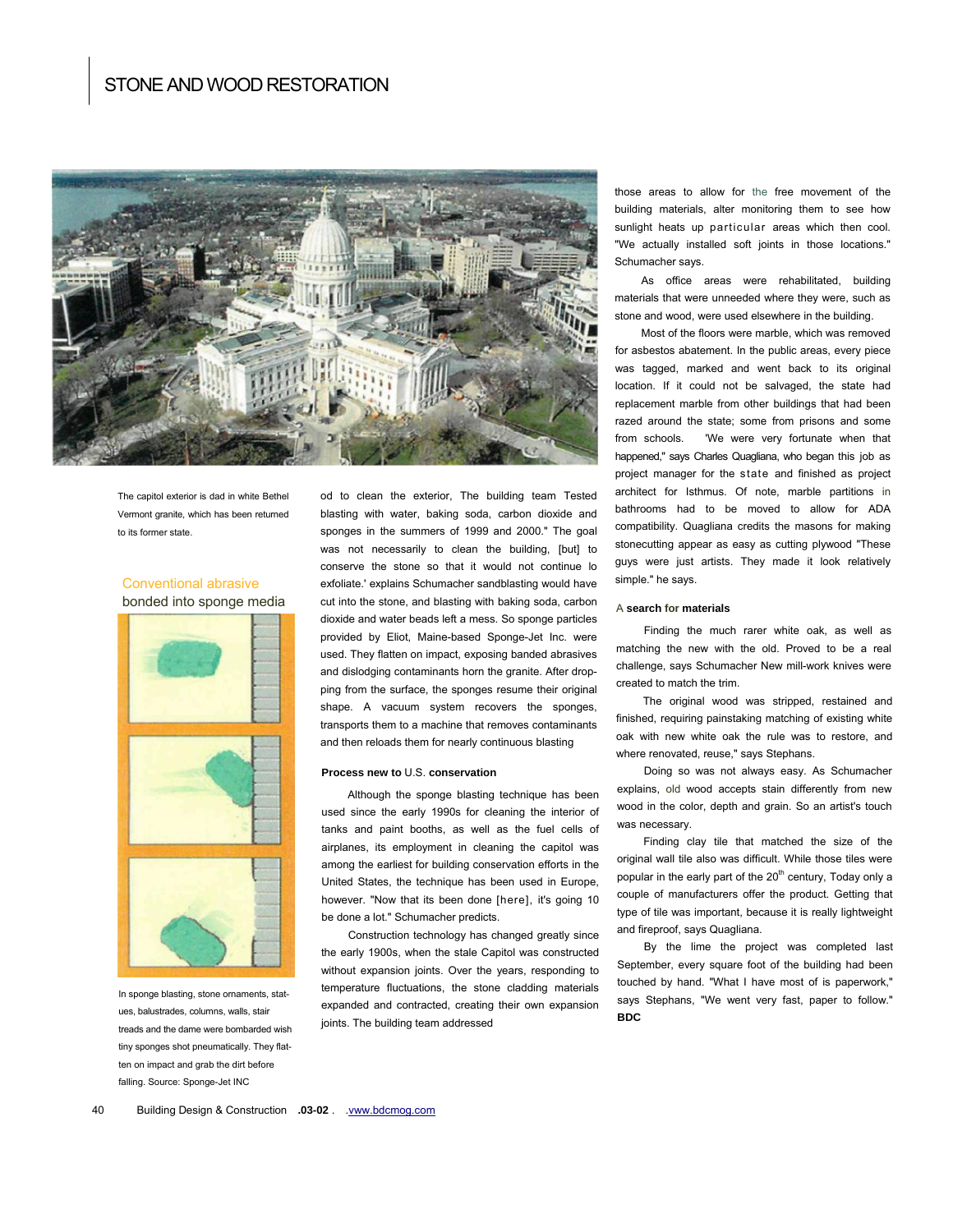The capitol exterior is dad in white Bethel Vermont granite, which has been returned to its former state.

Conventional abrasive bonded into sponge media

In sponge blasting, stone ornaments, statues, balustrades, columns, walls, stair treads and the dame were bombarded wish tiny sponges shot pneumatically. They flatten on impact and grab the dirt before falling. Source: Sponge-Jet INC

od to clean the exterior, The building team Tested blasting with water, baking soda, carbon dioxide and sponges in the summers of 1999 and 2000." The goal was not necessarily to clean the building, [but] to conserve the stone so that it would not continue lo exfoliate.' explains Schumacher sandblasting would have cut into the stone, and blasting with baking soda, carbon dioxide and water beads left a mess. So sponge particles provided by Eliot, Maine-based Sponge-Jet Inc. were used. They flatten on impact, exposing banded abrasives and dislodging contaminants horn the granite. After dropping from the surface, the sponges resume their original shape. A vacuum system recovers the sponges, transports them to a machine that removes contaminants and then reloads them for nearly continuous blasting

### Process new to U.S. conservation

Although the sponge blasting technique has been used since the early 1990s for cleaning the interior of tanks and paint booths, as well as the fuel cells of airplanes, its employment in cleaning the capitol was among the earliest for building conservation efforts in the United States, the technique has been used in Europe, however. "Now that its been done [here], it's going 10 be done a lot." Schumacher predicts.

Construction technology has changed greatly since the early 1900s, when the stale Capitol was constructed without expansion joints. Over the years, responding to temperature fluctuations, the stone cladding materials expanded and contracted, creating their own expansion joints. The building team addressed those areas to allow for the free movement of the building materials, alter monitoring them to see how sunlight heats up particular areas which then cool. "We actually installed soft joints in those locations." Schumacher says.

As office areas were rehabilitated, building materials that were unneeded where they were, such as stone and wood, were used elsewhere in the building.

Most of the floors were marble, which was removed for asbestos abatement. In the public areas, every piece was tagged, marked and went back to its original location. If it could not be salvaged, the state had replacement marble from other buildings that had been razed around the state; some from prisons and some from schools. 'We were very fortunate when that happened," says Charles Quagliana, who began this job as project manager for the state and finished as project architect for Isthmus. Of note, marble partitions in bathrooms had to be moved to allow for ADA compatibility. Quagliana credits the masons for making stonecutting appear as easy as cutting plywood "These guys were just artists. They made it look relatively simple." he says.

### A search for materials

Finding the much rarer white oak, as well as matching the new with the old. Proved to be a real challenge, says Schumacher New mill-work knives were created to match the trim.

The original wood was stripped, restained and finished, requiring painstaking matching of existing white oak with new white oak the rule was to restore, and where renovated, reuse," says Stephans.

Doing so was not always easy. As Schumacher explains, old wood accepts stain differently from new wood in the color, depth and grain. So an artist's touch was necessary.

Finding clay tile that matched the size of the original wall tile also was difficult. While those tiles were popular in the early part of the 20th century, Today only a couple of manufacturers offer the product. Getting that type of tile was important, because it is really lightweight and fireproof, says Quagliana.

By the lime the project was completed last September, every square foot of the building had been touched by hand. "What I have most of is paperwork," says Stephans, "We went very fast, paper to follow." **BDC**